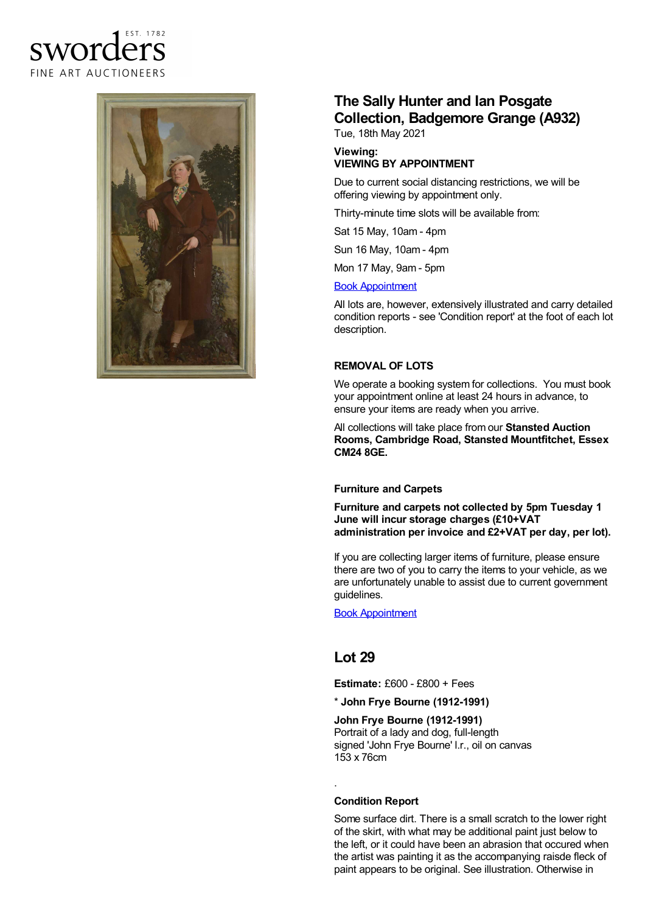sworders EST. 1782
FINE ART AUCTIONEERS

# The Sally Hunter and Ian Posgate Collection, Badgemore Grange (A932)

Tue, 18th May 2021

**Viewing:**
**VIEWING BY APPOINTMENT**

Due to current social distancing restrictions, we will be offering viewing by appointment only.

Thirty-minute time slots will be available from:

Sat 15 May, 10am - 4pm

Sun 16 May, 10am - 4pm

Mon 17 May, 9am - 5pm

Book Appointment

All lots are, however, extensively illustrated and carry detailed condition reports - see 'Condition report' at the foot of each lot description.

**REMOVAL OF LOTS**

We operate a booking system for collections. You must book your appointment online at least 24 hours in advance, to ensure your items are ready when you arrive.

All collections will take place from our **Stansted Auction Rooms, Cambridge Road, Stansted Mountfitchet, Essex CM24 8GE.**

**Furniture and Carpets**

**Furniture and carpets not collected by 5pm Tuesday 1 June will incur storage charges (£10+VAT administration per invoice and £2+VAT per day, per lot).**

If you are collecting larger items of furniture, please ensure there are two of you to carry the items to your vehicle, as we are unfortunately unable to assist due to current government guidelines.

Book Appointment

## Lot 29

**Estimate:** £600 - £800 + Fees

**\* John Frye Bourne (1912-1991)**

**John Frye Bourne (1912-1991)**
Portrait of a lady and dog, full-length
signed 'John Frye Bourne' l.r., oil on canvas
153 x 76cm

.

**Condition Report**

Some surface dirt. There is a small scratch to the lower right of the skirt, with what may be additional paint just below to the left, or it could have been an abrasion that occured when the artist was painting it as the accompanying raisde fleck of paint appears to be original. See illustration. Otherwise in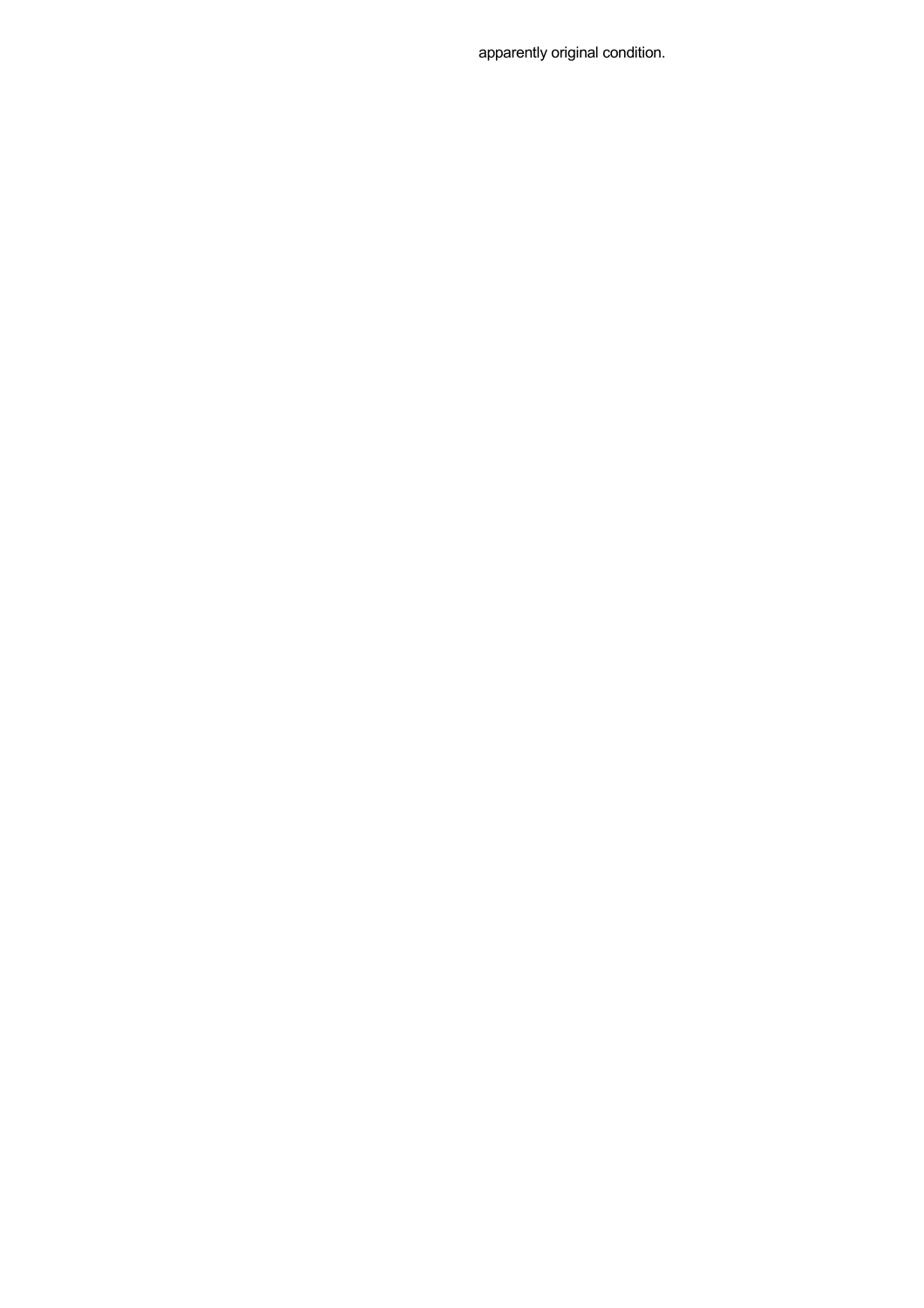apparently original condition.